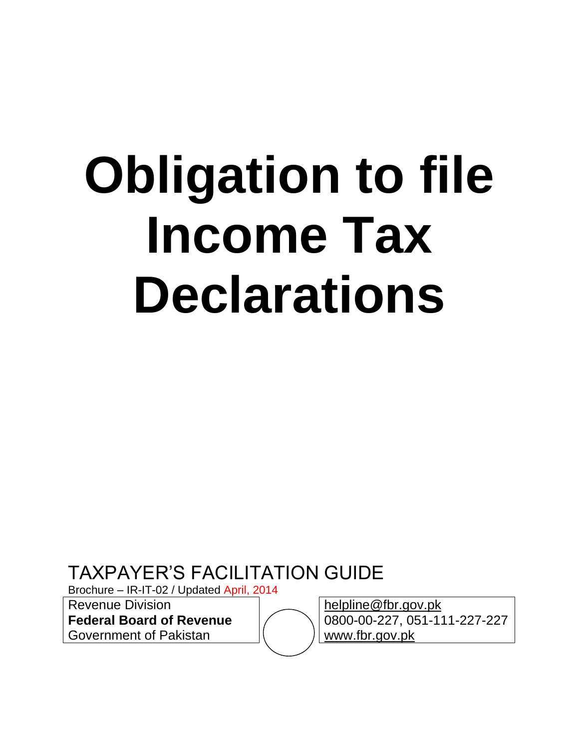# Obligation to file Income Tax Declarations

TAXPAYER'S FACILITATION GUIDE

Brochure – IR-IT-02 / Updated April, 2014

Revenue Division
**Federal Board of Revenue**
Government of Pakistan

helpline@fbr.gov.pk
0800-00-227, 051-111-227-227
www.fbr.gov.pk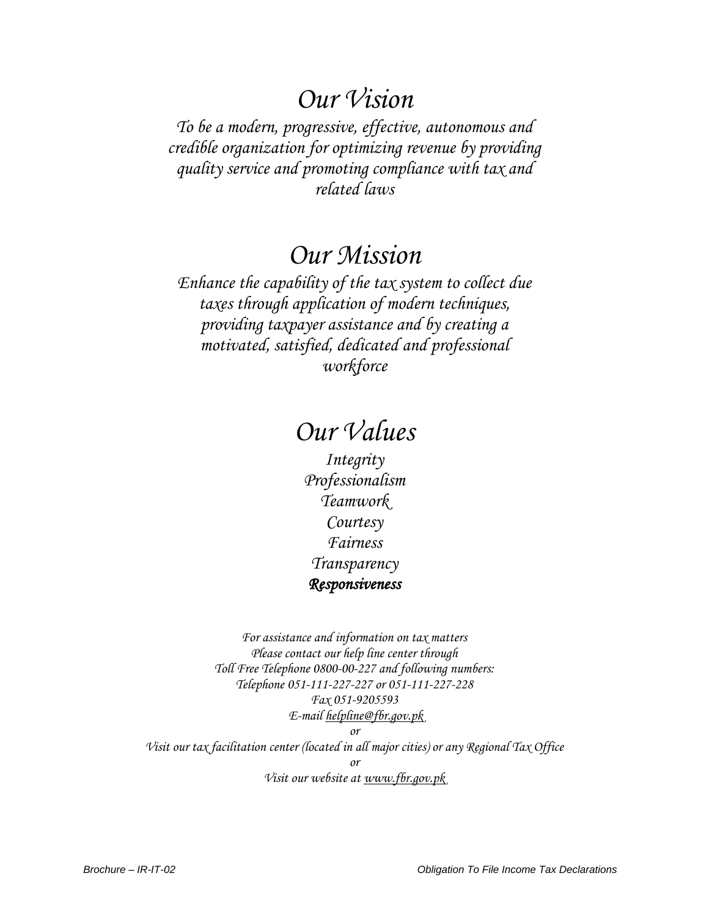# *Our Vision*

*To be a modern, progressive, effective, autonomous and credible organization for optimizing revenue by providing quality service and promoting compliance with tax and related laws*

# *Our Mission*

*Enhance the capability of the tax system to collect due taxes through application of modern techniques, providing taxpayer assistance and by creating a motivated, satisfied, dedicated and professional workforce*

# *Our Values*

*Integrity*
*Professionalism*
*Teamwork*
*Courtesy*
*Fairness*
*Transparency*
***Responsiveness***

*For assistance and information on tax matters*
*Please contact our help line center through*
*Toll Free Telephone 0800-00-227 and following numbers:*
*Telephone 051-111-227-227 or 051-111-227-228*
*Fax 051-9205593*
*E-mail helpline@fbr.gov.pk*
*or*
*Visit our tax facilitation center (located in all major cities) or any Regional Tax Office*
*or*
*Visit our website at www.fbr.gov.pk*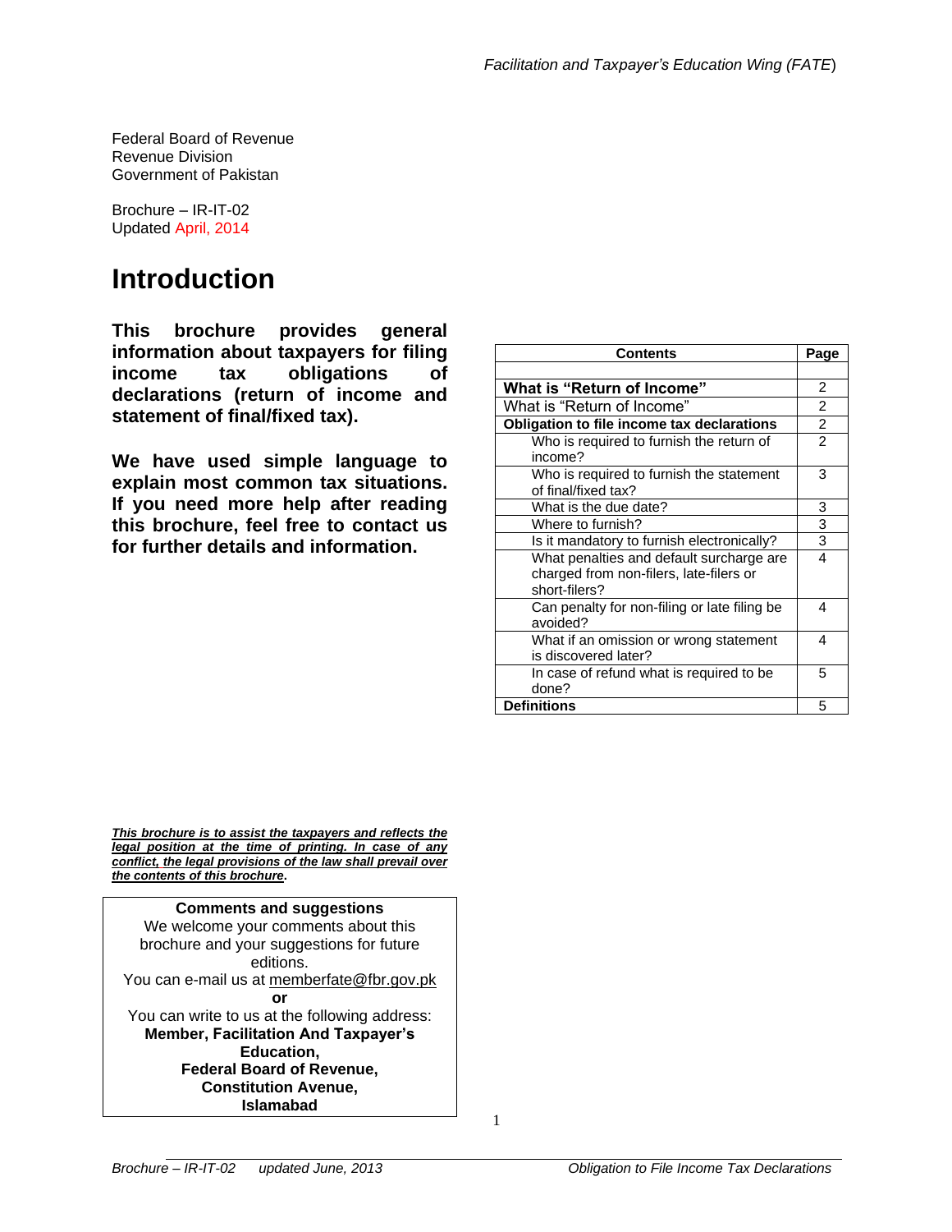Federal Board of Revenue
Revenue Division
Government of Pakistan

Brochure – IR-IT-02
Updated April, 2014

# Introduction

**This brochure provides general information about taxpayers for filing income tax obligations of declarations (return of income and statement of final/fixed tax).**

**We have used simple language to explain most common tax situations. If you need more help after reading this brochure, feel free to contact us for further details and information.**

| Contents | Page |
|---|---|
| | |
| **What is "Return of Income"** | 2 |
| What is "Return of Income" | 2 |
| **Obligation to file income tax declarations** | 2 |
| Who is required to furnish the return of income? | 2 |
| Who is required to furnish the statement of final/fixed tax? | 3 |
| What is the due date? | 3 |
| Where to furnish? | 3 |
| Is it mandatory to furnish electronically? | 3 |
| What penalties and default surcharge are charged from non-filers, late-filers or short-filers? | 4 |
| Can penalty for non-filing or late filing be avoided? | 4 |
| What if an omission or wrong statement is discovered later? | 4 |
| In case of refund what is required to be done? | 5 |
| **Definitions** | 5 |

***This brochure is to assist the taxpayers and reflects the legal position at the time of printing. In case of any conflict, the legal provisions of the law shall prevail over the contents of this brochure*.**

**Comments and suggestions**
We welcome your comments about this brochure and your suggestions for future editions.
You can e-mail us at memberfate@fbr.gov.pk
**or**
You can write to us at the following address:
**Member, Facilitation And Taxpayer's Education,**
**Federal Board of Revenue,**
**Constitution Avenue,**
**Islamabad**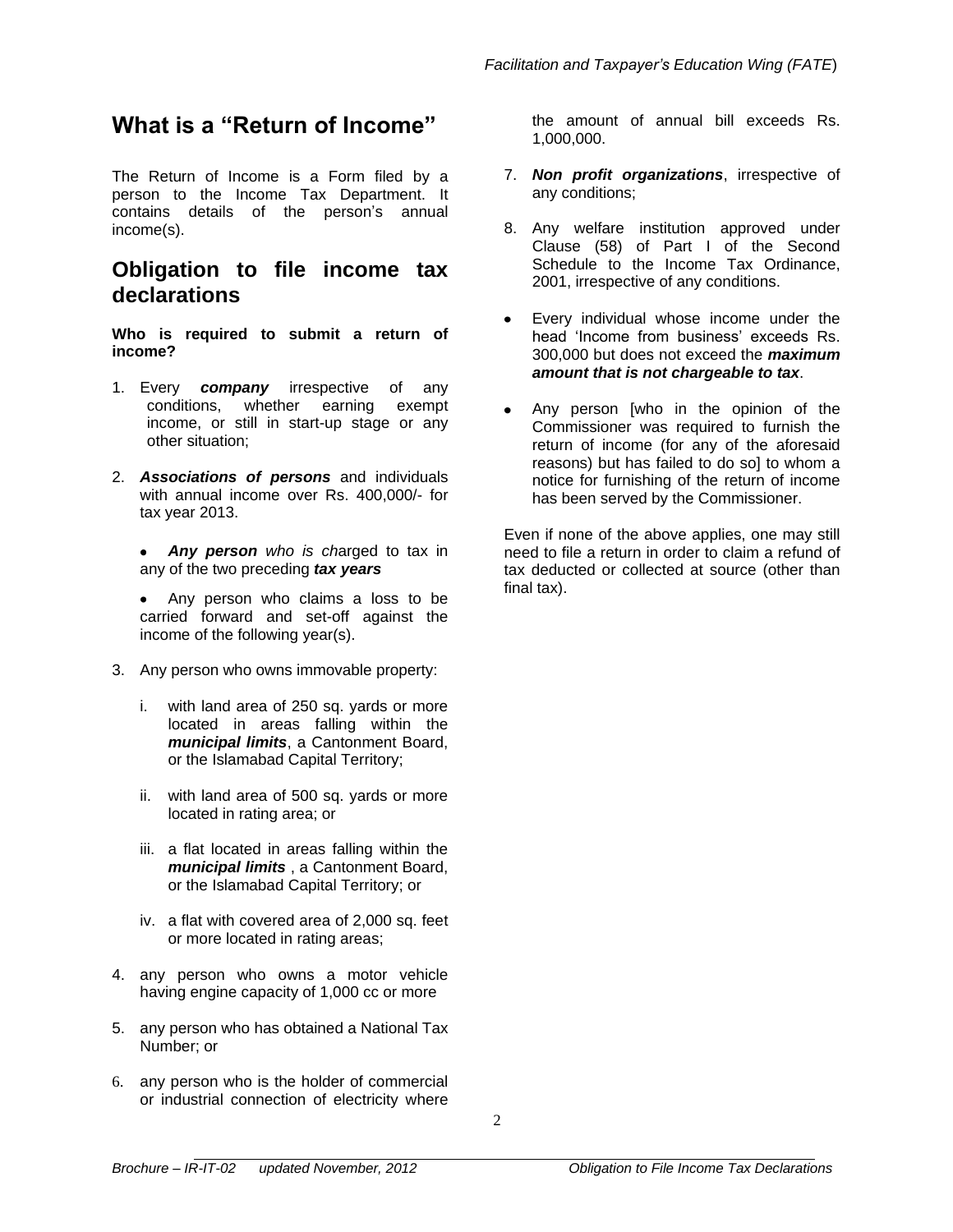# What is a "Return of Income"

The Return of Income is a Form filed by a person to the Income Tax Department. It contains details of the person's annual income(s).

## Obligation to file income tax declarations

**Who is required to submit a return of income?**

1. Every ***company*** irrespective of any conditions, whether earning exempt income, or still in start-up stage or any other situation;

2. ***Associations of persons*** and individuals with annual income over Rs. 400,000/- for tax year 2013.

   - ***Any person*** *who is ch*arged to tax in any of the two preceding ***tax years***

   - Any person who claims a loss to be carried forward and set-off against the income of the following year(s).

3. Any person who owns immovable property:

   i. with land area of 250 sq. yards or more located in areas falling within the ***municipal limits***, a Cantonment Board, or the Islamabad Capital Territory;

   ii. with land area of 500 sq. yards or more located in rating area; or

   iii. a flat located in areas falling within the ***municipal limits*** , a Cantonment Board, or the Islamabad Capital Territory; or

   iv. a flat with covered area of 2,000 sq. feet or more located in rating areas;

4. any person who owns a motor vehicle having engine capacity of 1,000 cc or more

5. any person who has obtained a National Tax Number; or

6. any person who is the holder of commercial or industrial connection of electricity where the amount of annual bill exceeds Rs. 1,000,000.

7. ***Non profit organizations***, irrespective of any conditions;

8. Any welfare institution approved under Clause (58) of Part I of the Second Schedule to the Income Tax Ordinance, 2001, irrespective of any conditions.

- Every individual whose income under the head 'Income from business' exceeds Rs. 300,000 but does not exceed the ***maximum amount that is not chargeable to tax***.

- Any person [who in the opinion of the Commissioner was required to furnish the return of income (for any of the aforesaid reasons) but has failed to do so] to whom a notice for furnishing of the return of income has been served by the Commissioner.

Even if none of the above applies, one may still need to file a return in order to claim a refund of tax deducted or collected at source (other than final tax).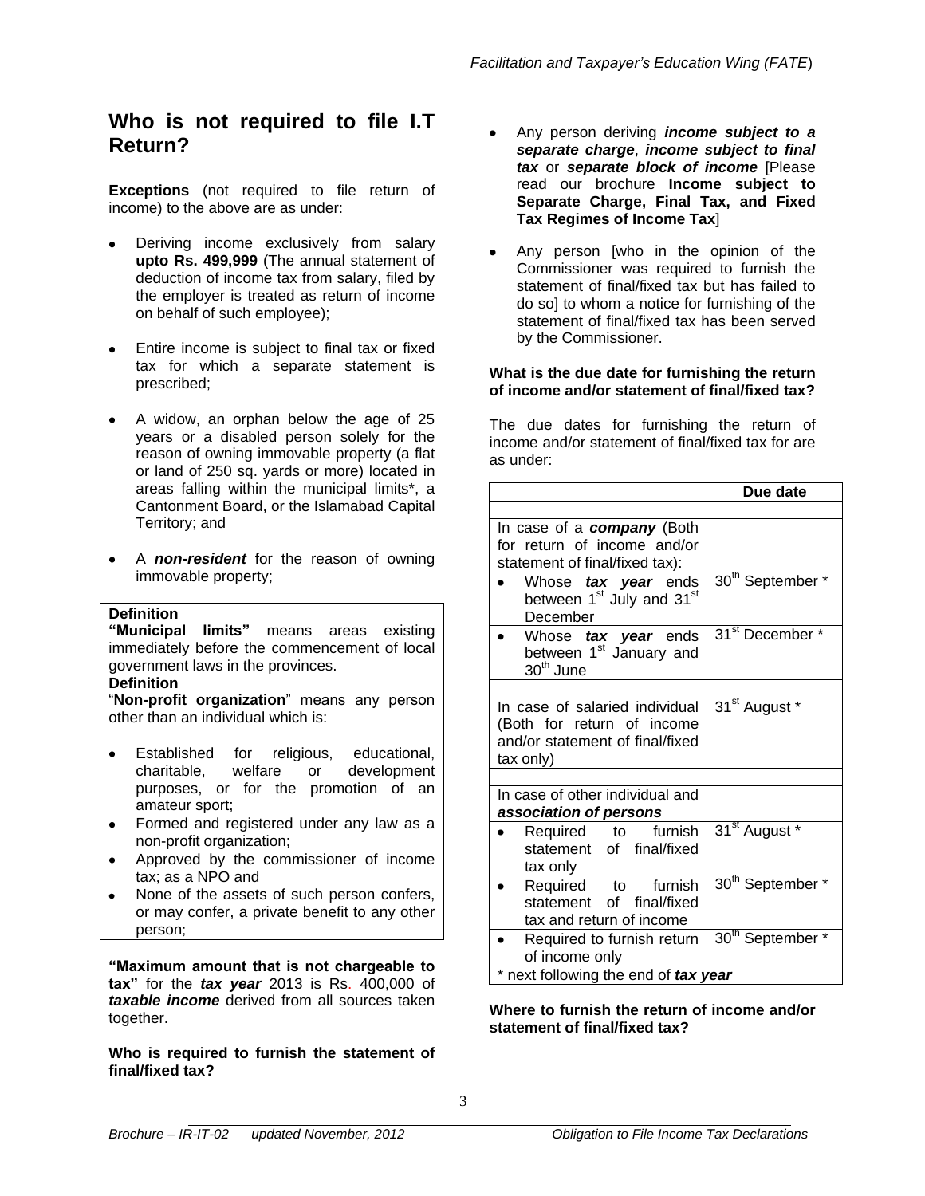## Who is not required to file I.T Return?

**Exceptions** (not required to file return of income) to the above are as under:

- Deriving income exclusively from salary **upto Rs. 499,999** (The annual statement of deduction of income tax from salary, filed by the employer is treated as return of income on behalf of such employee);
- Entire income is subject to final tax or fixed tax for which a separate statement is prescribed;
- A widow, an orphan below the age of 25 years or a disabled person solely for the reason of owning immovable property (a flat or land of 250 sq. yards or more) located in areas falling within the municipal limits*, a Cantonment Board, or the Islamabad Capital Territory; and
- A ***non-resident*** for the reason of owning immovable property;

**Definition**
**"Municipal limits"** means areas existing immediately before the commencement of local government laws in the provinces.
**Definition**
"**Non-profit organization**" means any person other than an individual which is:

- Established for religious, educational, charitable, welfare or development purposes, or for the promotion of an amateur sport;
- Formed and registered under any law as a non-profit organization;
- Approved by the commissioner of income tax; as a NPO and
- None of the assets of such person confers, or may confer, a private benefit to any other person;

**"Maximum amount that is not chargeable to tax"** for the ***tax year*** 2013 is Rs. 400,000 of ***taxable income*** derived from all sources taken together.

**Who is required to furnish the statement of final/fixed tax?**

- Any person deriving ***income subject to a separate charge***, ***income subject to final tax*** or ***separate block of income*** [Please read our brochure **Income subject to Separate Charge, Final Tax, and Fixed Tax Regimes of Income Tax**]
- Any person [who in the opinion of the Commissioner was required to furnish the statement of final/fixed tax but has failed to do so] to whom a notice for furnishing of the statement of final/fixed tax has been served by the Commissioner.

**What is the due date for furnishing the return of income and/or statement of final/fixed tax?**

The due dates for furnishing the return of income and/or statement of final/fixed tax for are as under:

| | Due date |
|---|---|
| | |
| In case of a ***company*** (Both for return of income and/or statement of final/fixed tax): | |
| • Whose ***tax year*** ends between 1st July and 31st December | 30th September * |
| • Whose ***tax year*** ends between 1st January and 30th June | 31st December * |
| | |
| In case of salaried individual (Both for return of income and/or statement of final/fixed tax only) | 31st August * |
| | |
| In case of other individual and ***association of persons*** | |
| • Required to furnish statement of final/fixed tax only | 31st August * |
| • Required to furnish statement of final/fixed tax and return of income | 30th September * |
| • Required to furnish return of income only | 30th September * |
| * next following the end of ***tax year*** | |

**Where to furnish the return of income and/or statement of final/fixed tax?**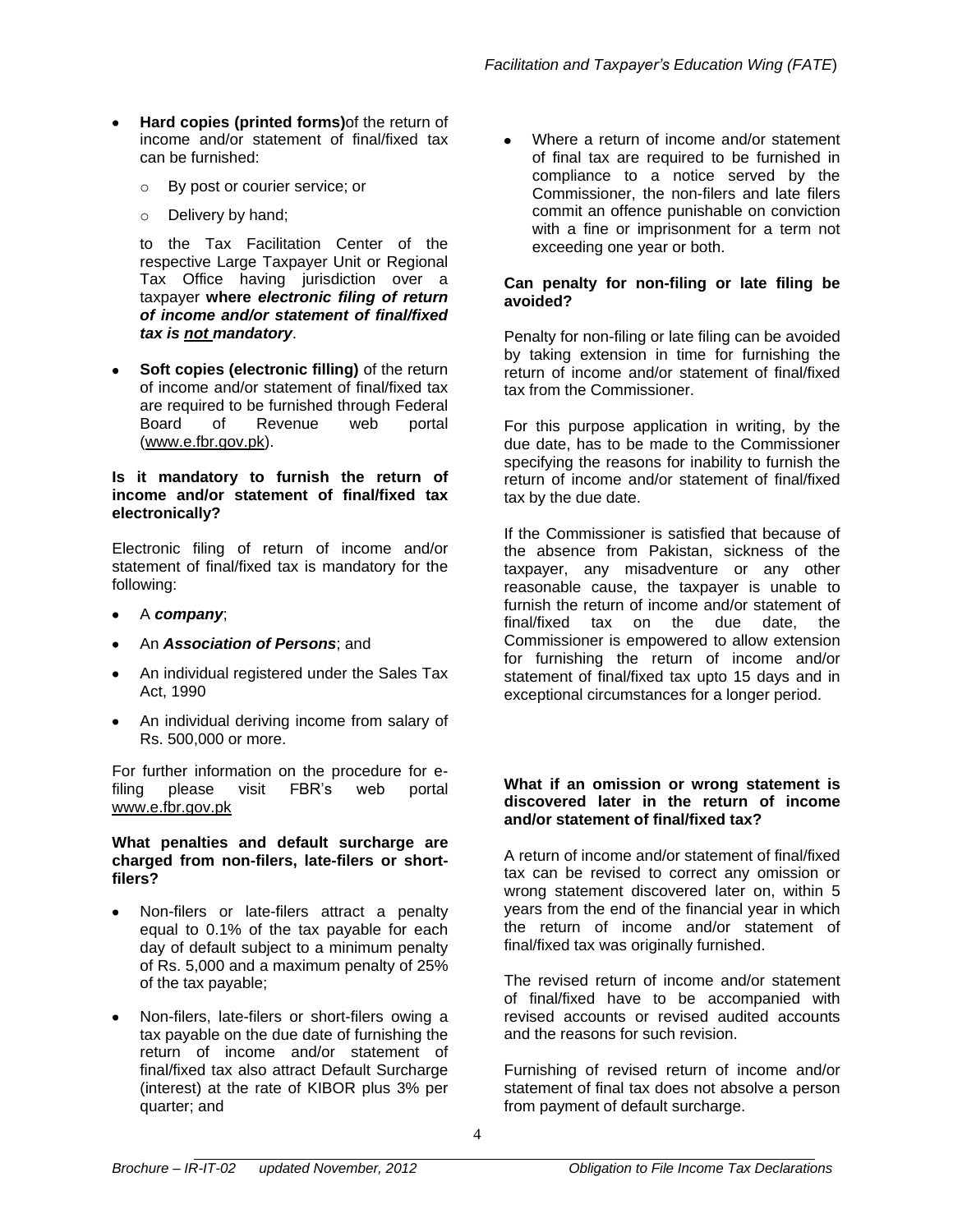- **Hard copies (printed forms)**of the return of income and/or statement of final/fixed tax can be furnished:
  - By post or courier service; or
  - Delivery by hand;

  to the Tax Facilitation Center of the respective Large Taxpayer Unit or Regional Tax Office having jurisdiction over a taxpayer **where *electronic filing of return of income and/or statement of final/fixed tax is <u>not</u> mandatory***.

- **Soft copies (electronic filling)** of the return of income and/or statement of final/fixed tax are required to be furnished through Federal Board of Revenue web portal (www.e.fbr.gov.pk).

**Is it mandatory to furnish the return of income and/or statement of final/fixed tax electronically?**

Electronic filing of return of income and/or statement of final/fixed tax is mandatory for the following:

- A ***company***;
- An ***Association of Persons***; and
- An individual registered under the Sales Tax Act, 1990
- An individual deriving income from salary of Rs. 500,000 or more.

For further information on the procedure for e-filing please visit FBR's web portal www.e.fbr.gov.pk

**What penalties and default surcharge are charged from non-filers, late-filers or short-filers?**

- Non-filers or late-filers attract a penalty equal to 0.1% of the tax payable for each day of default subject to a minimum penalty of Rs. 5,000 and a maximum penalty of 25% of the tax payable;
- Non-filers, late-filers or short-filers owing a tax payable on the due date of furnishing the return of income and/or statement of final/fixed tax also attract Default Surcharge (interest) at the rate of KIBOR plus 3% per quarter; and
- Where a return of income and/or statement of final tax are required to be furnished in compliance to a notice served by the Commissioner, the non-filers and late filers commit an offence punishable on conviction with a fine or imprisonment for a term not exceeding one year or both.

**Can penalty for non-filing or late filing be avoided?**

Penalty for non-filing or late filing can be avoided by taking extension in time for furnishing the return of income and/or statement of final/fixed tax from the Commissioner.

For this purpose application in writing, by the due date, has to be made to the Commissioner specifying the reasons for inability to furnish the return of income and/or statement of final/fixed tax by the due date.

If the Commissioner is satisfied that because of the absence from Pakistan, sickness of the taxpayer, any misadventure or any other reasonable cause, the taxpayer is unable to furnish the return of income and/or statement of final/fixed tax on the due date, the Commissioner is empowered to allow extension for furnishing the return of income and/or statement of final/fixed tax upto 15 days and in exceptional circumstances for a longer period.

**What if an omission or wrong statement is discovered later in the return of income and/or statement of final/fixed tax?**

A return of income and/or statement of final/fixed tax can be revised to correct any omission or wrong statement discovered later on, within 5 years from the end of the financial year in which the return of income and/or statement of final/fixed tax was originally furnished.

The revised return of income and/or statement of final/fixed have to be accompanied with revised accounts or revised audited accounts and the reasons for such revision.

Furnishing of revised return of income and/or statement of final tax does not absolve a person from payment of default surcharge.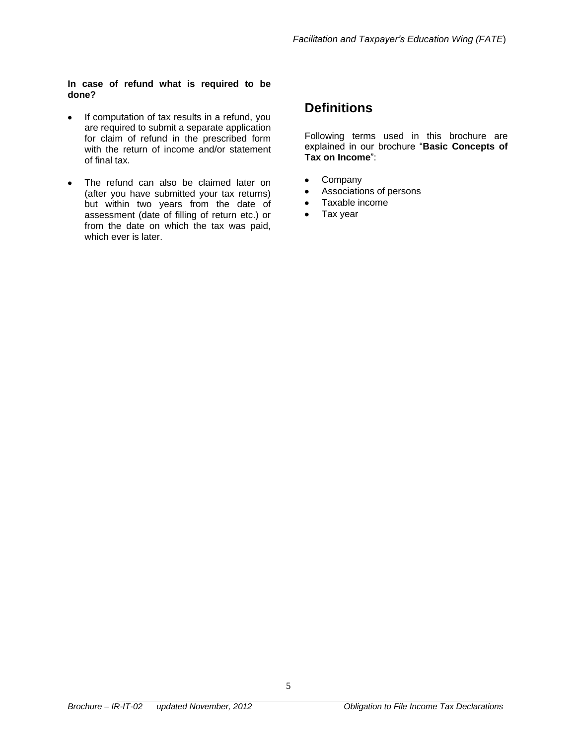**In case of refund what is required to be done?**

- If computation of tax results in a refund, you are required to submit a separate application for claim of refund in the prescribed form with the return of income and/or statement of final tax.
- The refund can also be claimed later on (after you have submitted your tax returns) but within two years from the date of assessment (date of filling of return etc.) or from the date on which the tax was paid, which ever is later.

## Definitions

Following terms used in this brochure are explained in our brochure "**Basic Concepts of Tax on Income**":

- Company
- Associations of persons
- Taxable income
- Tax year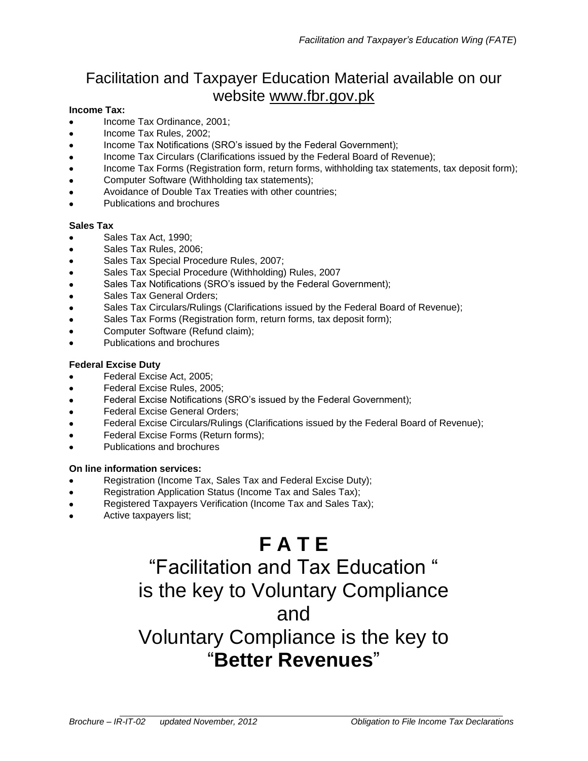# Facilitation and Taxpayer Education Material available on our website www.fbr.gov.pk

**Income Tax:**

- Income Tax Ordinance, 2001;
- Income Tax Rules, 2002;
- Income Tax Notifications (SRO's issued by the Federal Government);
- Income Tax Circulars (Clarifications issued by the Federal Board of Revenue);
- Income Tax Forms (Registration form, return forms, withholding tax statements, tax deposit form);
- Computer Software (Withholding tax statements);
- Avoidance of Double Tax Treaties with other countries;
- Publications and brochures

**Sales Tax**

- Sales Tax Act, 1990;
- Sales Tax Rules, 2006;
- Sales Tax Special Procedure Rules, 2007;
- Sales Tax Special Procedure (Withholding) Rules, 2007
- Sales Tax Notifications (SRO's issued by the Federal Government);
- Sales Tax General Orders;
- Sales Tax Circulars/Rulings (Clarifications issued by the Federal Board of Revenue);
- Sales Tax Forms (Registration form, return forms, tax deposit form);
- Computer Software (Refund claim);
- Publications and brochures

**Federal Excise Duty**

- Federal Excise Act, 2005;
- Federal Excise Rules, 2005;
- Federal Excise Notifications (SRO's issued by the Federal Government);
- Federal Excise General Orders;
- Federal Excise Circulars/Rulings (Clarifications issued by the Federal Board of Revenue);
- Federal Excise Forms (Return forms);
- Publications and brochures

**On line information services:**

- Registration (Income Tax, Sales Tax and Federal Excise Duty);
- Registration Application Status (Income Tax and Sales Tax);
- Registered Taxpayers Verification (Income Tax and Sales Tax);
- Active taxpayers list;

# F A T E

## "Facilitation and Tax Education " is the key to Voluntary Compliance and Voluntary Compliance is the key to "**Better Revenues**"